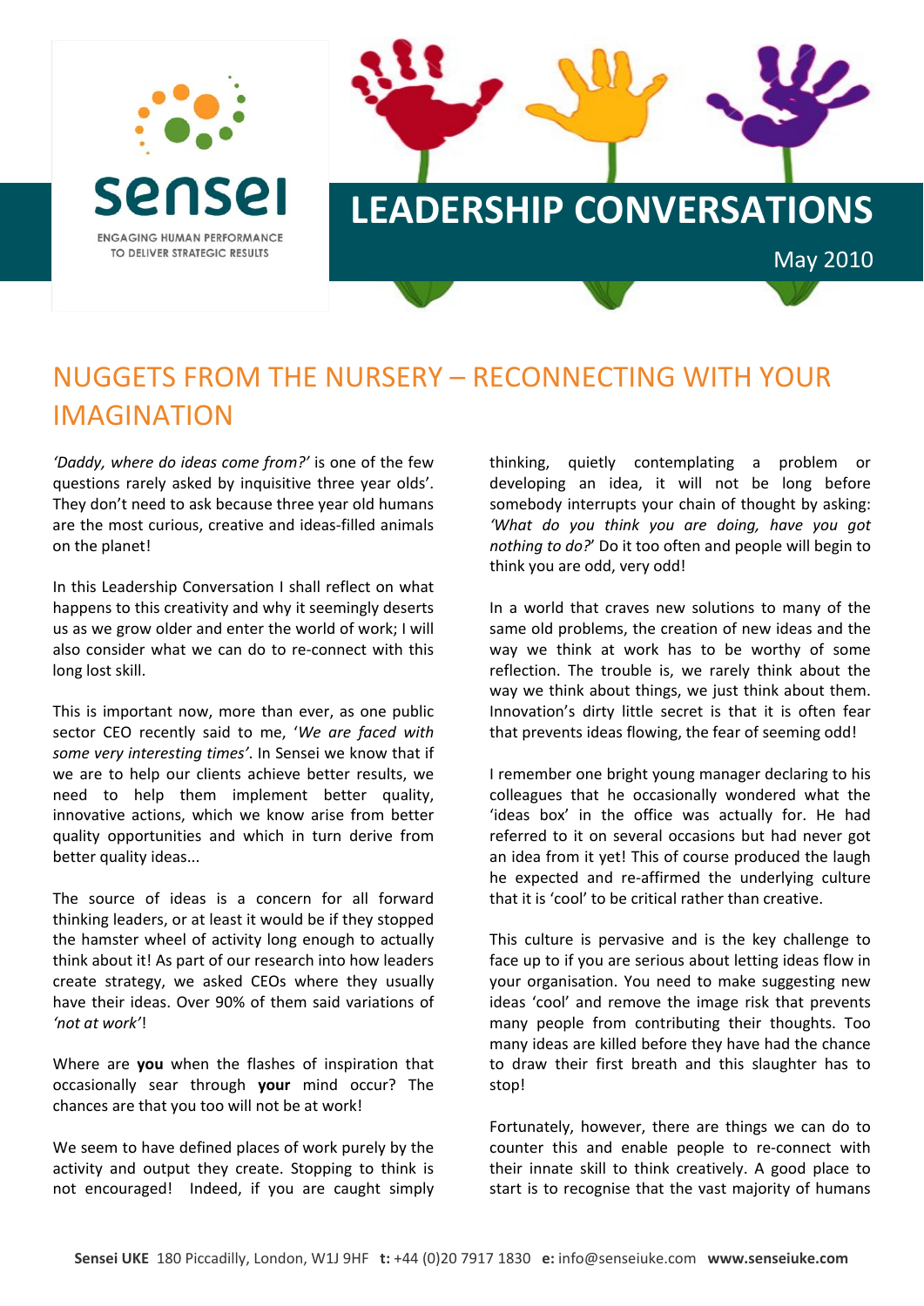sensei

ENGAGING HUMAN PERFORMANCE TO DELIVER STRATEGIC RESULTS

# LEADERSHIP CONVERSATIONS

May 2010

## NUGGETS FROM THE NURSERY – RECONNECTING WITH YOUR IMAGINATION

*'Daddy, where do ideas come from?'* is one of the few questions rarely asked by inquisitive three year olds'. They don't need to ask because three year old humans are the most curious, creative and ideas-filled animals on the planet!

In this Leadership Conversation I shall reflect on what happens to this creativity and why it seemingly deserts us as we grow older and enter the world of work; I will also consider what we can do to re-connect with this long lost skill.

This is important now, more than ever, as one public sector CEO recently said to me, '*We are faced with some very interesting times*'. In Sensei we know that if we are to help our clients achieve better results, we need to help them implement better quality, innovative actions, which we know arise from better quality opportunities and which in turn derive from better quality ideas...

The source of ideas is a concern for all forward thinking leaders, or at least it would be if they stopped the hamster wheel of activity long enough to actually think about it! As part of our research into how leaders create strategy, we asked CEOs where they usually have their ideas. Over 90% of them said variations of *'not at work'*!

Where are **you** when the flashes of inspiration that occasionally sear through **your** mind occur? The chances are that you too will not be at work!

We seem to have defined places of work purely by the activity and output they create. Stopping to think is not encouraged! Indeed, if you are caught simply thinking, quietly contemplating a problem or developing an idea, it will not be long before somebody interrupts your chain of thought by asking: *'What do you think you are doing, have you got nothing to do?'* Do it too often and people will begin to think you are odd, very odd!

In a world that craves new solutions to many of the same old problems, the creation of new ideas and the way we think at work has to be worthy of some reflection. The trouble is, we rarely think about the way we think about things, we just think about them. Innovation's dirty little secret is that it is often fear that prevents ideas flowing, the fear of seeming odd!

I remember one bright young manager declaring to his colleagues that he occasionally wondered what the 'ideas box' in the office was actually for. He had referred to it on several occasions but had never got an idea from it yet! This of course produced the laugh he expected and re-affirmed the underlying culture that it is 'cool' to be critical rather than creative.

This culture is pervasive and is the key challenge to face up to if you are serious about letting ideas flow in your organisation. You need to make suggesting new ideas 'cool' and remove the image risk that prevents many people from contributing their thoughts. Too many ideas are killed before they have had the chance to draw their first breath and this slaughter has to stop!

Fortunately, however, there are things we can do to counter this and enable people to re-connect with their innate skill to think creatively. A good place to start is to recognise that the vast majority of humans

**Sensei UKE** 180 Piccadilly, London, W1J 9HF **t:** +44 (0)20 7917 1830 **e:** info@senseiuke.com **www.senseiuke.com**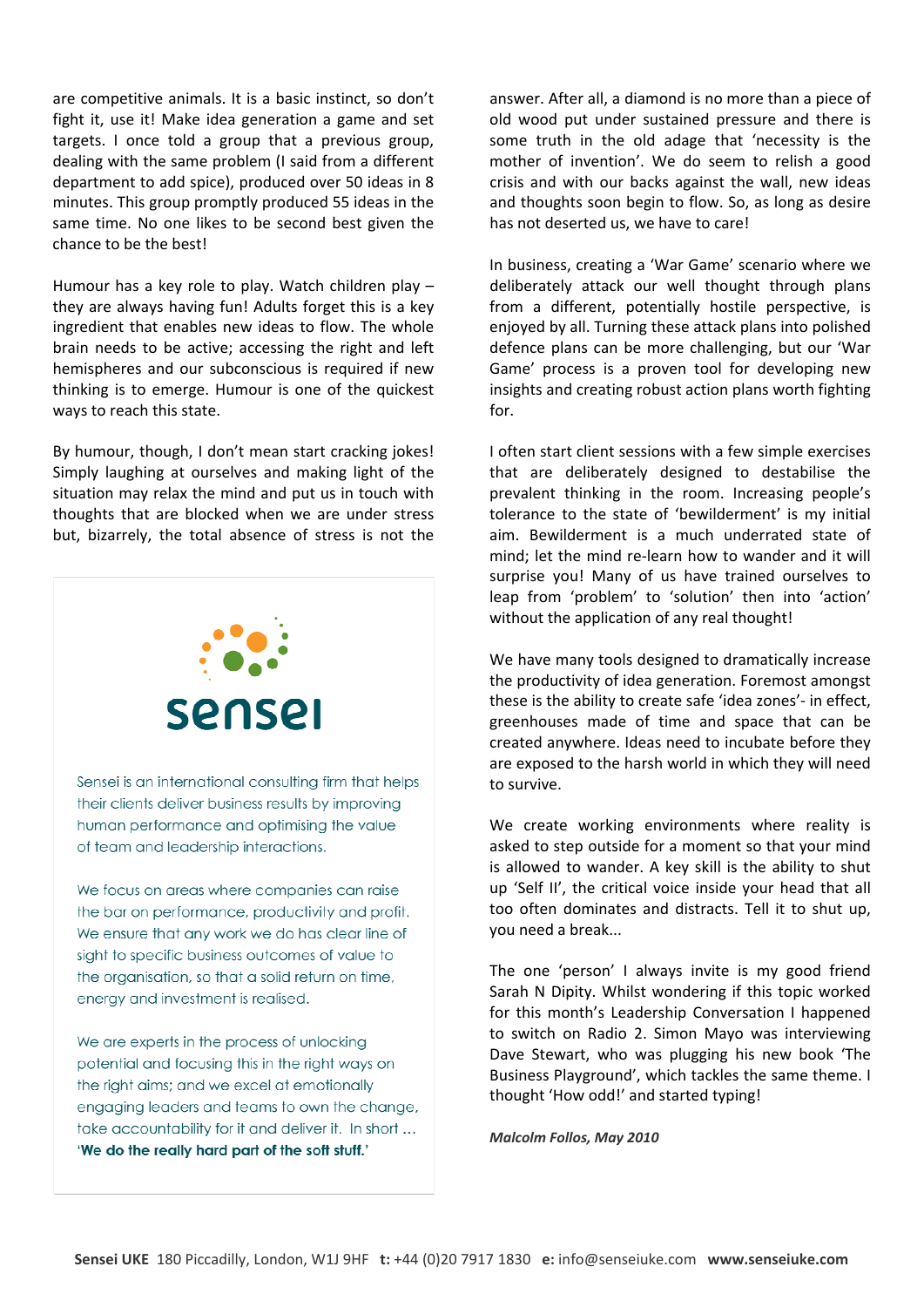are competitive animals. It is a basic instinct, so don't fight it, use it! Make idea generation a game and set targets. I once told a group that a previous group, dealing with the same problem (I said from a different department to add spice), produced over 50 ideas in 8 minutes. This group promptly produced 55 ideas in the same time. No one likes to be second best given the chance to be the best!

Humour has a key role to play. Watch children play – they are always having fun! Adults forget this is a key ingredient that enables new ideas to flow. The whole brain needs to be active; accessing the right and left hemispheres and our subconscious is required if new thinking is to emerge. Humour is one of the quickest ways to reach this state.

By humour, though, I don't mean start cracking jokes! Simply laughing at ourselves and making light of the situation may relax the mind and put us in touch with thoughts that are blocked when we are under stress but, bizarrely, the total absence of stress is not the answer. After all, a diamond is no more than a piece of old wood put under sustained pressure and there is some truth in the old adage that 'necessity is the mother of invention'. We do seem to relish a good crisis and with our backs against the wall, new ideas and thoughts soon begin to flow. So, as long as desire has not deserted us, we have to care!

In business, creating a 'War Game' scenario where we deliberately attack our well thought through plans from a different, potentially hostile perspective, is enjoyed by all. Turning these attack plans into polished defence plans can be more challenging, but our 'War Game' process is a proven tool for developing new insights and creating robust action plans worth fighting for.

I often start client sessions with a few simple exercises that are deliberately designed to destabilise the prevalent thinking in the room. Increasing people's tolerance to the state of 'bewilderment' is my initial aim. Bewilderment is a much underrated state of mind; let the mind re-learn how to wander and it will surprise you! Many of us have trained ourselves to leap from 'problem' to 'solution' then into 'action' without the application of any real thought!

We have many tools designed to dramatically increase the productivity of idea generation. Foremost amongst these is the ability to create safe 'idea zones'- in effect, greenhouses made of time and space that can be created anywhere. Ideas need to incubate before they are exposed to the harsh world in which they will need to survive.

We create working environments where reality is asked to step outside for a moment so that your mind is allowed to wander. A key skill is the ability to shut up 'Self II', the critical voice inside your head that all too often dominates and distracts. Tell it to shut up, you need a break...

The one 'person' I always invite is my good friend Sarah N Dipity. Whilst wondering if this topic worked for this month's Leadership Conversation I happened to switch on Radio 2. Simon Mayo was interviewing Dave Stewart, who was plugging his new book 'The Business Playground', which tackles the same theme. I thought 'How odd!' and started typing!

***Malcolm Follos, May 2010***

sensei

Sensei is an international consulting firm that helps their clients deliver business results by improving human performance and optimising the value of team and leadership interactions.

We focus on areas where companies can raise the bar on performance, productivity and profit. We ensure that any work we do has clear line of sight to specific business outcomes of value to the organisation, so that a solid return on time, energy and investment is realised.

We are experts in the process of unlocking potential and focusing this in the right ways on the right aims; and we excel at emotionally engaging leaders and teams to own the change, take accountability for it and deliver it. In short … '**We do the really hard part of the soft stuff.**'

**Sensei UKE** 180 Piccadilly, London, W1J 9HF **t:** +44 (0)20 7917 1830 **e:** info@senseiuke.com **www.senseiuke.com**